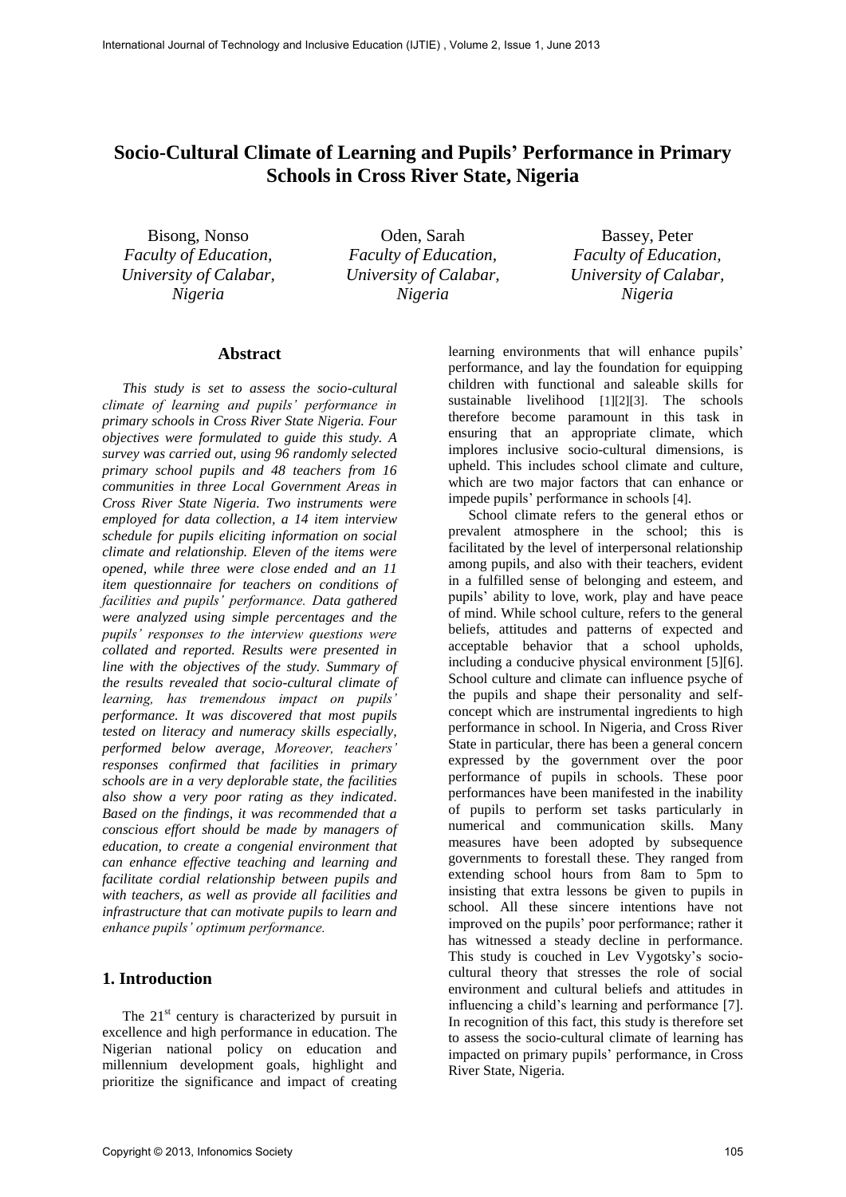# Socio-Cultural Climate of Learning and Pupils' Performance in Primary Schools in Cross River State, Nigeria

Bisong, Nonso
*Faculty of Education, University of Calabar, Nigeria*

Oden, Sarah
*Faculty of Education, University of Calabar, Nigeria*

Bassey, Peter
*Faculty of Education, University of Calabar, Nigeria*

## Abstract

*This study is set to assess the socio-cultural climate of learning and pupils' performance in primary schools in Cross River State Nigeria. Four objectives were formulated to guide this study. A survey was carried out, using 96 randomly selected primary school pupils and 48 teachers from 16 communities in three Local Government Areas in Cross River State Nigeria. Two instruments were employed for data collection, a 14 item interview schedule for pupils eliciting information on social climate and relationship. Eleven of the items were opened, while three were close ended and an 11 item questionnaire for teachers on conditions of facilities and pupils' performance. Data gathered were analyzed using simple percentages and the pupils' responses to the interview questions were collated and reported. Results were presented in line with the objectives of the study. Summary of the results revealed that socio-cultural climate of learning, has tremendous impact on pupils' performance. It was discovered that most pupils tested on literacy and numeracy skills especially, performed below average, Moreover, teachers' responses confirmed that facilities in primary schools are in a very deplorable state, the facilities also show a very poor rating as they indicated. Based on the findings, it was recommended that a conscious effort should be made by managers of education, to create a congenial environment that can enhance effective teaching and learning and facilitate cordial relationship between pupils and with teachers, as well as provide all facilities and infrastructure that can motivate pupils to learn and enhance pupils' optimum performance.*

## 1. Introduction

The 21st century is characterized by pursuit in excellence and high performance in education. The Nigerian national policy on education and millennium development goals, highlight and prioritize the significance and impact of creating learning environments that will enhance pupils' performance, and lay the foundation for equipping children with functional and saleable skills for sustainable livelihood [1][2][3]. The schools therefore become paramount in this task in ensuring that an appropriate climate, which implores inclusive socio-cultural dimensions, is upheld. This includes school climate and culture, which are two major factors that can enhance or impede pupils' performance in schools [4].

School climate refers to the general ethos or prevalent atmosphere in the school; this is facilitated by the level of interpersonal relationship among pupils, and also with their teachers, evident in a fulfilled sense of belonging and esteem, and pupils' ability to love, work, play and have peace of mind. While school culture, refers to the general beliefs, attitudes and patterns of expected and acceptable behavior that a school upholds, including a conducive physical environment [5][6]. School culture and climate can influence psyche of the pupils and shape their personality and self-concept which are instrumental ingredients to high performance in school. In Nigeria, and Cross River State in particular, there has been a general concern expressed by the government over the poor performance of pupils in schools. These poor performances have been manifested in the inability of pupils to perform set tasks particularly in numerical and communication skills. Many measures have been adopted by subsequence governments to forestall these. They ranged from extending school hours from 8am to 5pm to insisting that extra lessons be given to pupils in school. All these sincere intentions have not improved on the pupils' poor performance; rather it has witnessed a steady decline in performance. This study is couched in Lev Vygotsky's socio-cultural theory that stresses the role of social environment and cultural beliefs and attitudes in influencing a child's learning and performance [7]. In recognition of this fact, this study is therefore set to assess the socio-cultural climate of learning has impacted on primary pupils' performance, in Cross River State, Nigeria.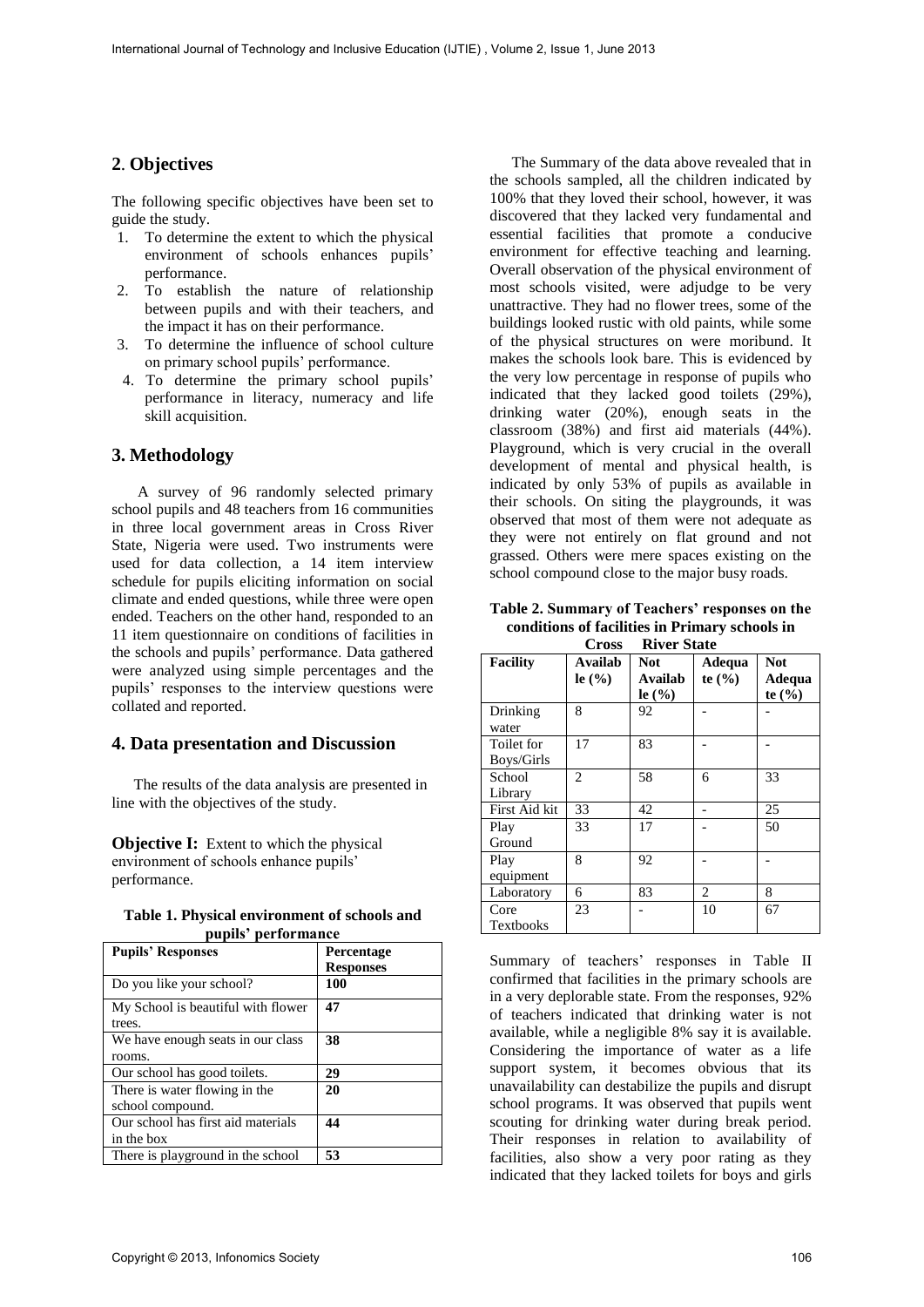## 2. Objectives

The following specific objectives have been set to guide the study.

1. To determine the extent to which the physical environment of schools enhances pupils' performance.
2. To establish the nature of relationship between pupils and with their teachers, and the impact it has on their performance.
3. To determine the influence of school culture on primary school pupils' performance.
4. To determine the primary school pupils' performance in literacy, numeracy and life skill acquisition.

## 3. Methodology

A survey of 96 randomly selected primary school pupils and 48 teachers from 16 communities in three local government areas in Cross River State, Nigeria were used. Two instruments were used for data collection, a 14 item interview schedule for pupils eliciting information on social climate and ended questions, while three were open ended. Teachers on the other hand, responded to an 11 item questionnaire on conditions of facilities in the schools and pupils' performance. Data gathered were analyzed using simple percentages and the pupils' responses to the interview questions were collated and reported.

## 4. Data presentation and Discussion

The results of the data analysis are presented in line with the objectives of the study.

**Objective I:** Extent to which the physical environment of schools enhance pupils' performance.

**Table 1. Physical environment of schools and pupils' performance**

| Pupils' Responses | Percentage Responses |
|---|---|
| Do you like your school? | **100** |
| My School is beautiful with flower trees. | **47** |
| We have enough seats in our class rooms. | **38** |
| Our school has good toilets. | **29** |
| There is water flowing in the school compound. | **20** |
| Our school has first aid materials in the box | **44** |
| There is playground in the school | **53** |

The Summary of the data above revealed that in the schools sampled, all the children indicated by 100% that they loved their school, however, it was discovered that they lacked very fundamental and essential facilities that promote a conducive environment for effective teaching and learning. Overall observation of the physical environment of most schools visited, were adjudge to be very unattractive. They had no flower trees, some of the buildings looked rustic with old paints, while some of the physical structures on were moribund. It makes the schools look bare. This is evidenced by the very low percentage in response of pupils who indicated that they lacked good toilets (29%), drinking water (20%), enough seats in the classroom (38%) and first aid materials (44%). Playground, which is very crucial in the overall development of mental and physical health, is indicated by only 53% of pupils as available in their schools. On siting the playgrounds, it was observed that most of them were not adequate as they were not entirely on flat ground and not grassed. Others were mere spaces existing on the school compound close to the major busy roads.

**Table 2. Summary of Teachers' responses on the conditions of facilities in Primary schools in Cross River State**

| Facility | Available (%) | Not Available (%) | Adequate (%) | Not Adequate (%) |
|---|---|---|---|---|
| Drinking water | 8 | 92 | - | - |
| Toilet for Boys/Girls | 17 | 83 | - | - |
| School Library | 2 | 58 | 6 | 33 |
| First Aid kit | 33 | 42 | - | 25 |
| Play Ground | 33 | 17 | - | 50 |
| Play equipment | 8 | 92 | - | - |
| Laboratory | 6 | 83 | 2 | 8 |
| Core Textbooks | 23 | - | 10 | 67 |

Summary of teachers' responses in Table II confirmed that facilities in the primary schools are in a very deplorable state. From the responses, 92% of teachers indicated that drinking water is not available, while a negligible 8% say it is available. Considering the importance of water as a life support system, it becomes obvious that its unavailability can destabilize the pupils and disrupt school programs. It was observed that pupils went scouting for drinking water during break period. Their responses in relation to availability of facilities, also show a very poor rating as they indicated that they lacked toilets for boys and girls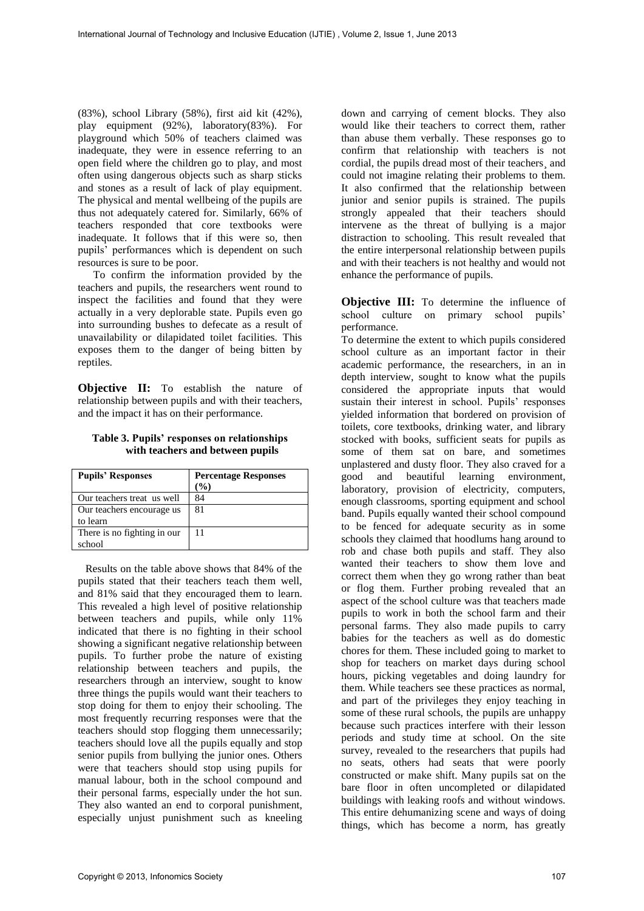(83%), school Library (58%), first aid kit (42%), play equipment (92%), laboratory(83%). For playground which 50% of teachers claimed was inadequate, they were in essence referring to an open field where the children go to play, and most often using dangerous objects such as sharp sticks and stones as a result of lack of play equipment. The physical and mental wellbeing of the pupils are thus not adequately catered for. Similarly, 66% of teachers responded that core textbooks were inadequate. It follows that if this were so, then pupils' performances which is dependent on such resources is sure to be poor.

To confirm the information provided by the teachers and pupils, the researchers went round to inspect the facilities and found that they were actually in a very deplorable state. Pupils even go into surrounding bushes to defecate as a result of unavailability or dilapidated toilet facilities. This exposes them to the danger of being bitten by reptiles.

**Objective II:** To establish the nature of relationship between pupils and with their teachers, and the impact it has on their performance.

**Table 3. Pupils' responses on relationships with teachers and between pupils**

| Pupils' Responses | Percentage Responses (%) |
|---|---|
| Our teachers treat us well | 84 |
| Our teachers encourage us to learn | 81 |
| There is no fighting in our school | 11 |

Results on the table above shows that 84% of the pupils stated that their teachers teach them well, and 81% said that they encouraged them to learn. This revealed a high level of positive relationship between teachers and pupils, while only 11% indicated that there is no fighting in their school showing a significant negative relationship between pupils. To further probe the nature of existing relationship between teachers and pupils, the researchers through an interview, sought to know three things the pupils would want their teachers to stop doing for them to enjoy their schooling. The most frequently recurring responses were that the teachers should stop flogging them unnecessarily; teachers should love all the pupils equally and stop senior pupils from bullying the junior ones. Others were that teachers should stop using pupils for manual labour, both in the school compound and their personal farms, especially under the hot sun. They also wanted an end to corporal punishment, especially unjust punishment such as kneeling down and carrying of cement blocks. They also would like their teachers to correct them, rather than abuse them verbally. These responses go to confirm that relationship with teachers is not cordial, the pupils dread most of their teachers¸ and could not imagine relating their problems to them. It also confirmed that the relationship between junior and senior pupils is strained. The pupils strongly appealed that their teachers should intervene as the threat of bullying is a major distraction to schooling. This result revealed that the entire interpersonal relationship between pupils and with their teachers is not healthy and would not enhance the performance of pupils.

**Objective III:** To determine the influence of school culture on primary school pupils' performance.

To determine the extent to which pupils considered school culture as an important factor in their academic performance, the researchers, in an in depth interview, sought to know what the pupils considered the appropriate inputs that would sustain their interest in school. Pupils' responses yielded information that bordered on provision of toilets, core textbooks, drinking water, and library stocked with books, sufficient seats for pupils as some of them sat on bare, and sometimes unplastered and dusty floor. They also craved for a good and beautiful learning environment, laboratory, provision of electricity, computers, enough classrooms, sporting equipment and school band. Pupils equally wanted their school compound to be fenced for adequate security as in some schools they claimed that hoodlums hang around to rob and chase both pupils and staff. They also wanted their teachers to show them love and correct them when they go wrong rather than beat or flog them. Further probing revealed that an aspect of the school culture was that teachers made pupils to work in both the school farm and their personal farms. They also made pupils to carry babies for the teachers as well as do domestic chores for them. These included going to market to shop for teachers on market days during school hours, picking vegetables and doing laundry for them. While teachers see these practices as normal, and part of the privileges they enjoy teaching in some of these rural schools, the pupils are unhappy because such practices interfere with their lesson periods and study time at school. On the site survey, revealed to the researchers that pupils had no seats, others had seats that were poorly constructed or make shift. Many pupils sat on the bare floor in often uncompleted or dilapidated buildings with leaking roofs and without windows. This entire dehumanizing scene and ways of doing things, which has become a norm, has greatly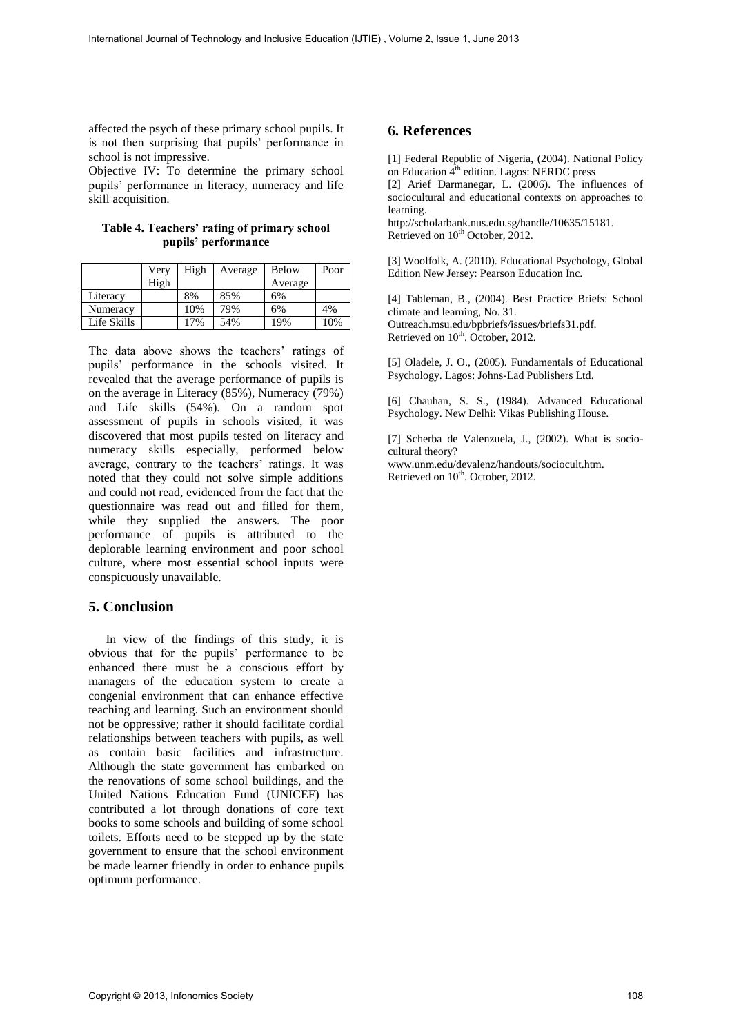affected the psych of these primary school pupils. It is not then surprising that pupils' performance in school is not impressive.

Objective IV: To determine the primary school pupils' performance in literacy, numeracy and life skill acquisition.

**Table 4. Teachers' rating of primary school pupils' performance**

| | Very High | High | Average | Below Average | Poor |
|---|---|---|---|---|---|
| Literacy | | 8% | 85% | 6% | |
| Numeracy | | 10% | 79% | 6% | 4% |
| Life Skills | | 17% | 54% | 19% | 10% |

The data above shows the teachers' ratings of pupils' performance in the schools visited. It revealed that the average performance of pupils is on the average in Literacy (85%), Numeracy (79%) and Life skills (54%). On a random spot assessment of pupils in schools visited, it was discovered that most pupils tested on literacy and numeracy skills especially, performed below average, contrary to the teachers' ratings. It was noted that they could not solve simple additions and could not read, evidenced from the fact that the questionnaire was read out and filled for them, while they supplied the answers. The poor performance of pupils is attributed to the deplorable learning environment and poor school culture, where most essential school inputs were conspicuously unavailable.

## 5. Conclusion

In view of the findings of this study, it is obvious that for the pupils' performance to be enhanced there must be a conscious effort by managers of the education system to create a congenial environment that can enhance effective teaching and learning. Such an environment should not be oppressive; rather it should facilitate cordial relationships between teachers with pupils, as well as contain basic facilities and infrastructure. Although the state government has embarked on the renovations of some school buildings, and the United Nations Education Fund (UNICEF) has contributed a lot through donations of core text books to some schools and building of some school toilets. Efforts need to be stepped up by the state government to ensure that the school environment be made learner friendly in order to enhance pupils optimum performance.

## 6. References

[1] Federal Republic of Nigeria, (2004). National Policy on Education 4th edition. Lagos: NERDC press

[2] Arief Darmanegar, L. (2006). The influences of sociocultural and educational contexts on approaches to learning. http://scholarbank.nus.edu.sg/handle/10635/15181. Retrieved on 10th October, 2012.

[3] Woolfolk, A. (2010). Educational Psychology, Global Edition New Jersey: Pearson Education Inc.

[4] Tableman, B., (2004). Best Practice Briefs: School climate and learning, No. 31. Outreach.msu.edu/bpbriefs/issues/briefs31.pdf. Retrieved on 10th. October, 2012.

[5] Oladele, J. O., (2005). Fundamentals of Educational Psychology. Lagos: Johns-Lad Publishers Ltd.

[6] Chauhan, S. S., (1984). Advanced Educational Psychology. New Delhi: Vikas Publishing House.

[7] Scherba de Valenzuela, J., (2002). What is socio-cultural theory? www.unm.edu/devalenz/handouts/sociocult.htm. Retrieved on 10th. October, 2012.